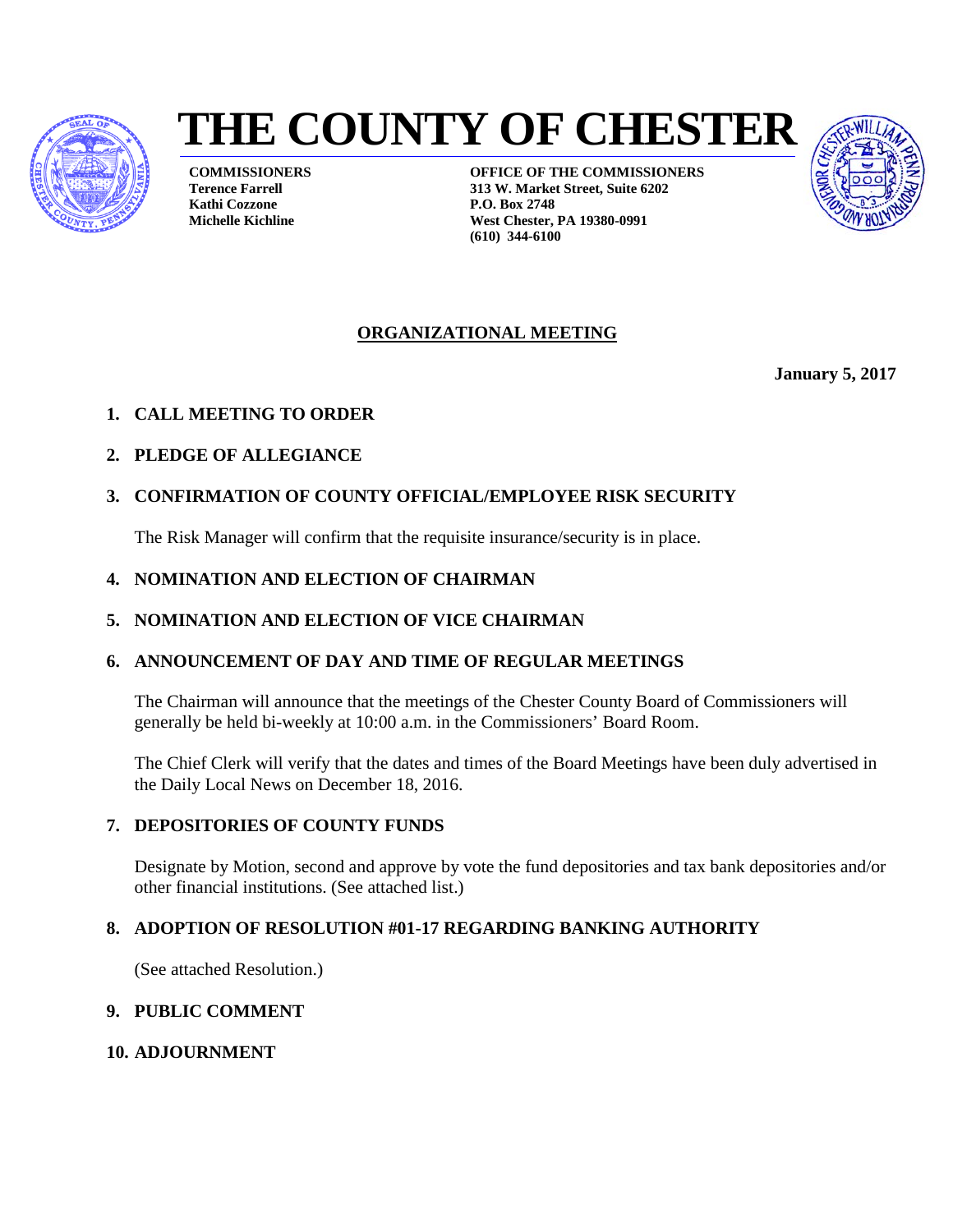# THE COUNTY OF CHESTER

**COMMISSIONERS**
**Terence Farrell**
**Kathi Cozzone**
**Michelle Kichline**

**OFFICE OF THE COMMISSIONERS**
**313 W. Market Street, Suite 6202**
**P.O. Box 2748**
**West Chester, PA 19380-0991**
**(610) 344-6100**

## ORGANIZATIONAL MEETING

**January 5, 2017**

1. **CALL MEETING TO ORDER**

2. **PLEDGE OF ALLEGIANCE**

3. **CONFIRMATION OF COUNTY OFFICIAL/EMPLOYEE RISK SECURITY**

   The Risk Manager will confirm that the requisite insurance/security is in place.

4. **NOMINATION AND ELECTION OF CHAIRMAN**

5. **NOMINATION AND ELECTION OF VICE CHAIRMAN**

6. **ANNOUNCEMENT OF DAY AND TIME OF REGULAR MEETINGS**

   The Chairman will announce that the meetings of the Chester County Board of Commissioners will generally be held bi-weekly at 10:00 a.m. in the Commissioners' Board Room.

   The Chief Clerk will verify that the dates and times of the Board Meetings have been duly advertised in the Daily Local News on December 18, 2016.

7. **DEPOSITORIES OF COUNTY FUNDS**

   Designate by Motion, second and approve by vote the fund depositories and tax bank depositories and/or other financial institutions. (See attached list.)

8. **ADOPTION OF RESOLUTION #01-17 REGARDING BANKING AUTHORITY**

   (See attached Resolution.)

9. **PUBLIC COMMENT**

10. **ADJOURNMENT**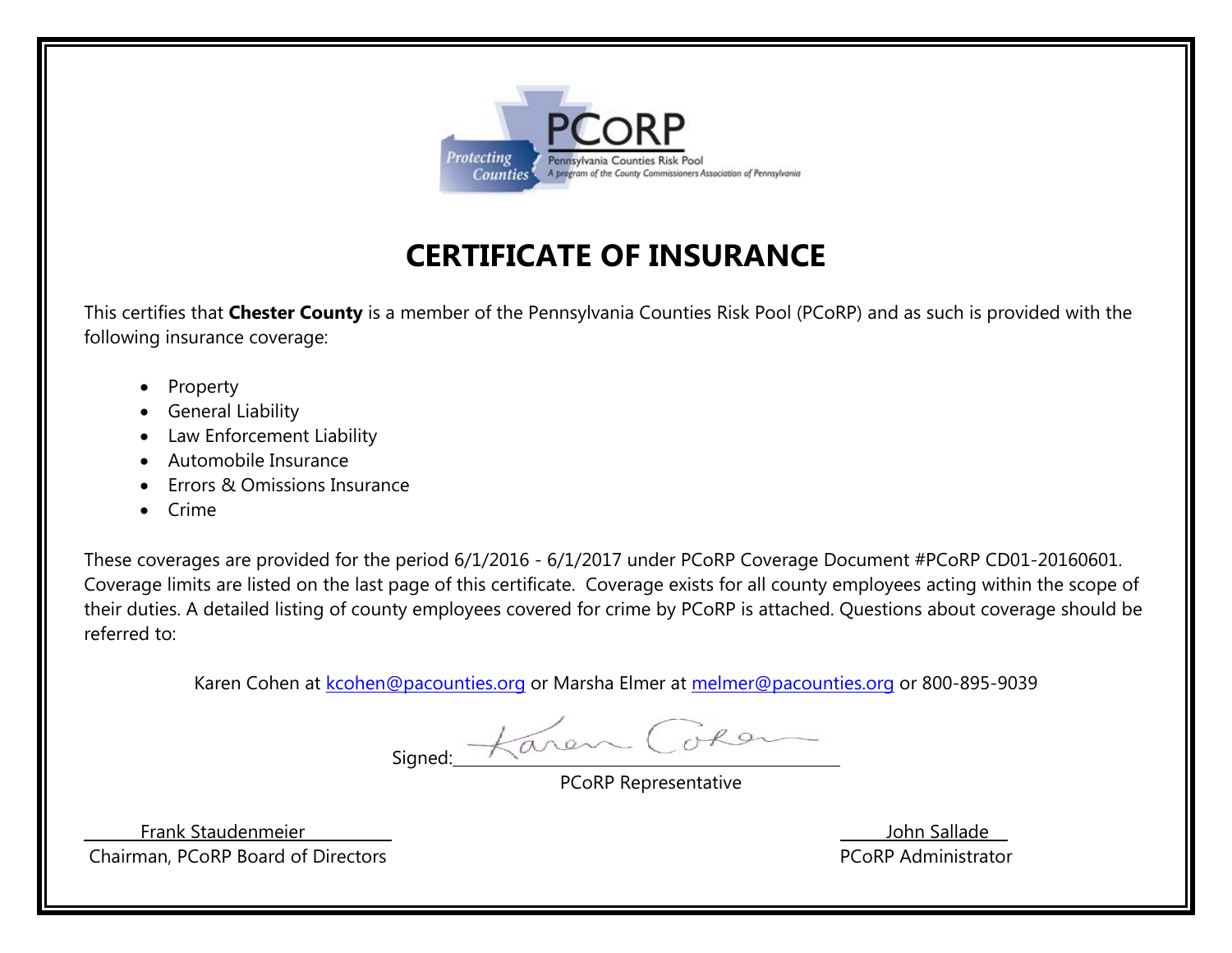PCoRP

Pennsylvania Counties Risk Pool

A program of the County Commissioners Association of Pennsylvania

Protecting Counties

# CERTIFICATE OF INSURANCE

This certifies that **Chester County** is a member of the Pennsylvania Counties Risk Pool (PCoRP) and as such is provided with the following insurance coverage:

- Property
- General Liability
- Law Enforcement Liability
- Automobile Insurance
- Errors & Omissions Insurance
- Crime

These coverages are provided for the period 6/1/2016 - 6/1/2017 under PCoRP Coverage Document #PCoRP CD01-20160601. Coverage limits are listed on the last page of this certificate. Coverage exists for all county employees acting within the scope of their duties. A detailed listing of county employees covered for crime by PCoRP is attached. Questions about coverage should be referred to:

Karen Cohen at kcohen@pacounties.org or Marsha Elmer at melmer@pacounties.org or 800-895-9039

Signed: Karen Cohen

PCoRP Representative

Frank Staudenmeier
Chairman, PCoRP Board of Directors

John Sallade
PCoRP Administrator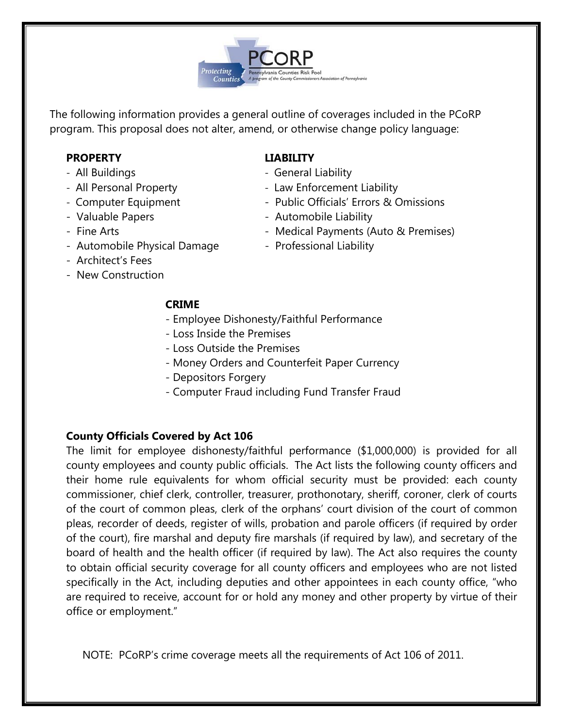PCoRP

Pennsylvania Counties Risk Pool

A program of the County Commissioners Association of Pennsylvania

The following information provides a general outline of coverages included in the PCoRP program. This proposal does not alter, amend, or otherwise change policy language:

**PROPERTY**

- All Buildings
- All Personal Property
- Computer Equipment
- Valuable Papers
- Fine Arts
- Automobile Physical Damage
- Architect's Fees
- New Construction

**LIABILITY**

- General Liability
- Law Enforcement Liability
- Public Officials' Errors & Omissions
- Automobile Liability
- Medical Payments (Auto & Premises)
- Professional Liability

**CRIME**

- Employee Dishonesty/Faithful Performance
- Loss Inside the Premises
- Loss Outside the Premises
- Money Orders and Counterfeit Paper Currency
- Depositors Forgery
- Computer Fraud including Fund Transfer Fraud

**County Officials Covered by Act 106**

The limit for employee dishonesty/faithful performance ($1,000,000) is provided for all county employees and county public officials. The Act lists the following county officers and their home rule equivalents for whom official security must be provided: each county commissioner, chief clerk, controller, treasurer, prothonotary, sheriff, coroner, clerk of courts of the court of common pleas, clerk of the orphans' court division of the court of common pleas, recorder of deeds, register of wills, probation and parole officers (if required by order of the court), fire marshal and deputy fire marshals (if required by law), and secretary of the board of health and the health officer (if required by law). The Act also requires the county to obtain official security coverage for all county officers and employees who are not listed specifically in the Act, including deputies and other appointees in each county office, "who are required to receive, account for or hold any money and other property by virtue of their office or employment."

NOTE: PCoRP's crime coverage meets all the requirements of Act 106 of 2011.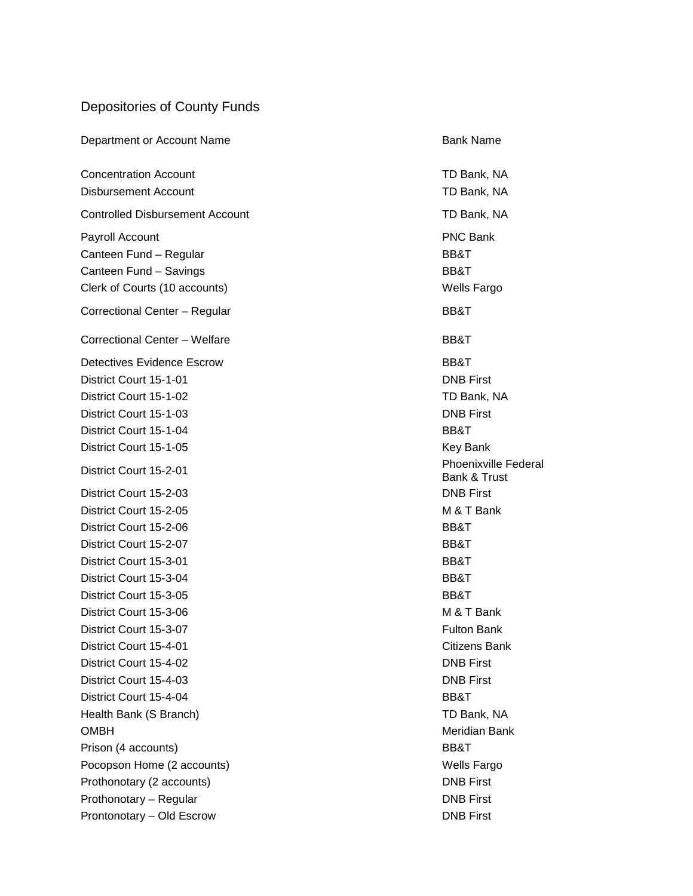# Depositories of County Funds

| Department or Account Name | Bank Name |
|---|---|
| Concentration Account | TD Bank, NA |
| Disbursement Account | TD Bank, NA |
| Controlled Disbursement Account | TD Bank, NA |
| Payroll Account | PNC Bank |
| Canteen Fund – Regular | BB&T |
| Canteen Fund – Savings | BB&T |
| Clerk of Courts (10 accounts) | Wells Fargo |
| Correctional Center – Regular | BB&T |
| Correctional Center – Welfare | BB&T |
| Detectives Evidence Escrow | BB&T |
| District Court 15-1-01 | DNB First |
| District Court 15-1-02 | TD Bank, NA |
| District Court 15-1-03 | DNB First |
| District Court 15-1-04 | BB&T |
| District Court 15-1-05 | Key Bank |
| District Court 15-2-01 | Phoenixville Federal Bank & Trust |
| District Court 15-2-03 | DNB First |
| District Court 15-2-05 | M & T Bank |
| District Court 15-2-06 | BB&T |
| District Court 15-2-07 | BB&T |
| District Court 15-3-01 | BB&T |
| District Court 15-3-04 | BB&T |
| District Court 15-3-05 | BB&T |
| District Court 15-3-06 | M & T Bank |
| District Court 15-3-07 | Fulton Bank |
| District Court 15-4-01 | Citizens Bank |
| District Court 15-4-02 | DNB First |
| District Court 15-4-03 | DNB First |
| District Court 15-4-04 | BB&T |
| Health Bank (S Branch) | TD Bank, NA |
| OMBH | Meridian Bank |
| Prison (4 accounts) | BB&T |
| Pocopson Home (2 accounts) | Wells Fargo |
| Prothonotary (2 accounts) | DNB First |
| Prothonotary – Regular | DNB First |
| Prontonotary – Old Escrow | DNB First |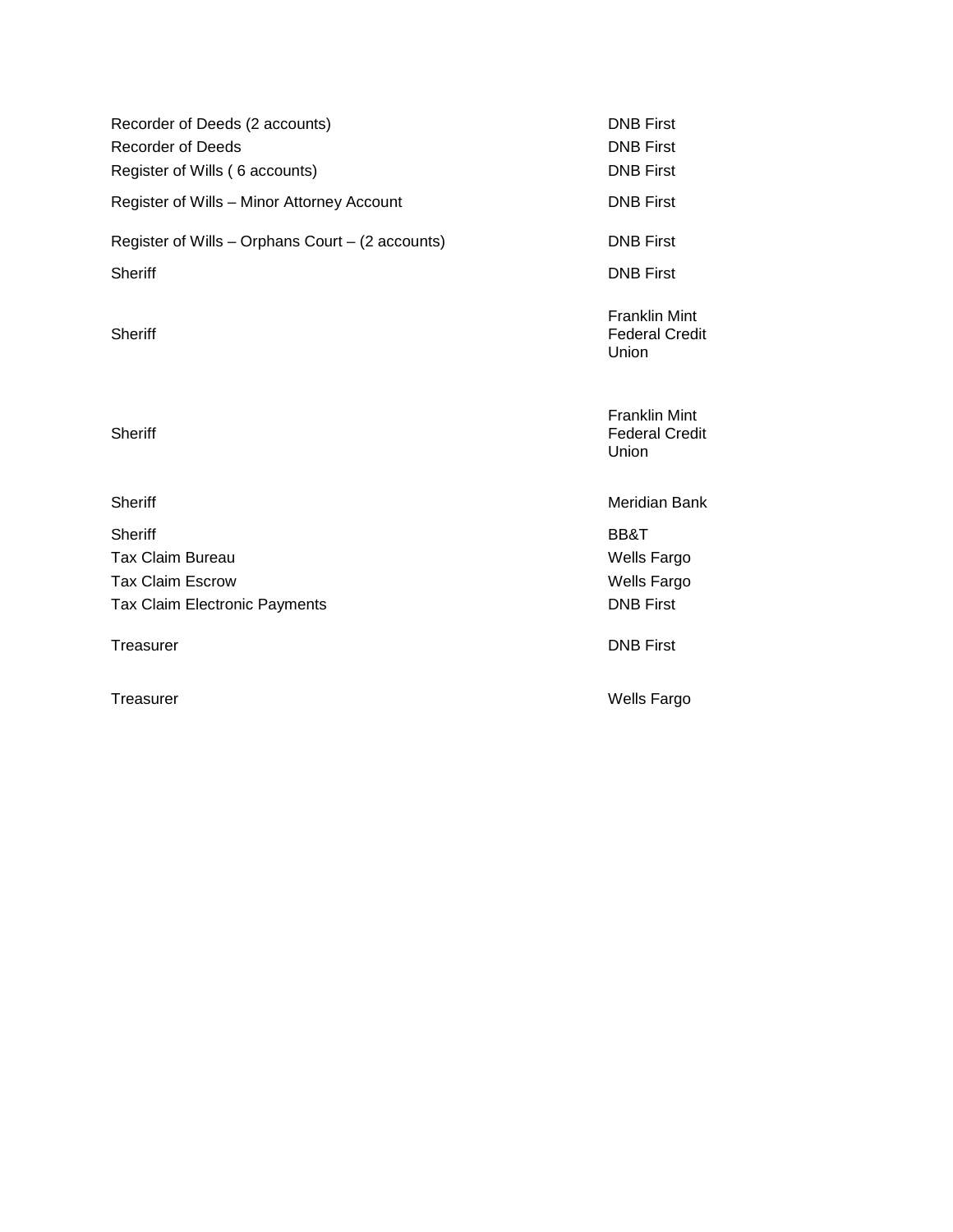| | |
|---|---|
| Recorder of Deeds (2 accounts) | DNB First |
| Recorder of Deeds | DNB First |
| Register of Wills ( 6 accounts) | DNB First |
| Register of Wills – Minor Attorney Account | DNB First |
| Register of Wills – Orphans Court – (2 accounts) | DNB First |
| Sheriff | DNB First |
| Sheriff | Franklin Mint Federal Credit Union |
| Sheriff | Franklin Mint Federal Credit Union |
| Sheriff | Meridian Bank |
| Sheriff | BB&T |
| Tax Claim Bureau | Wells Fargo |
| Tax Claim Escrow | Wells Fargo |
| Tax Claim Electronic Payments | DNB First |
| Treasurer | DNB First |
| Treasurer | Wells Fargo |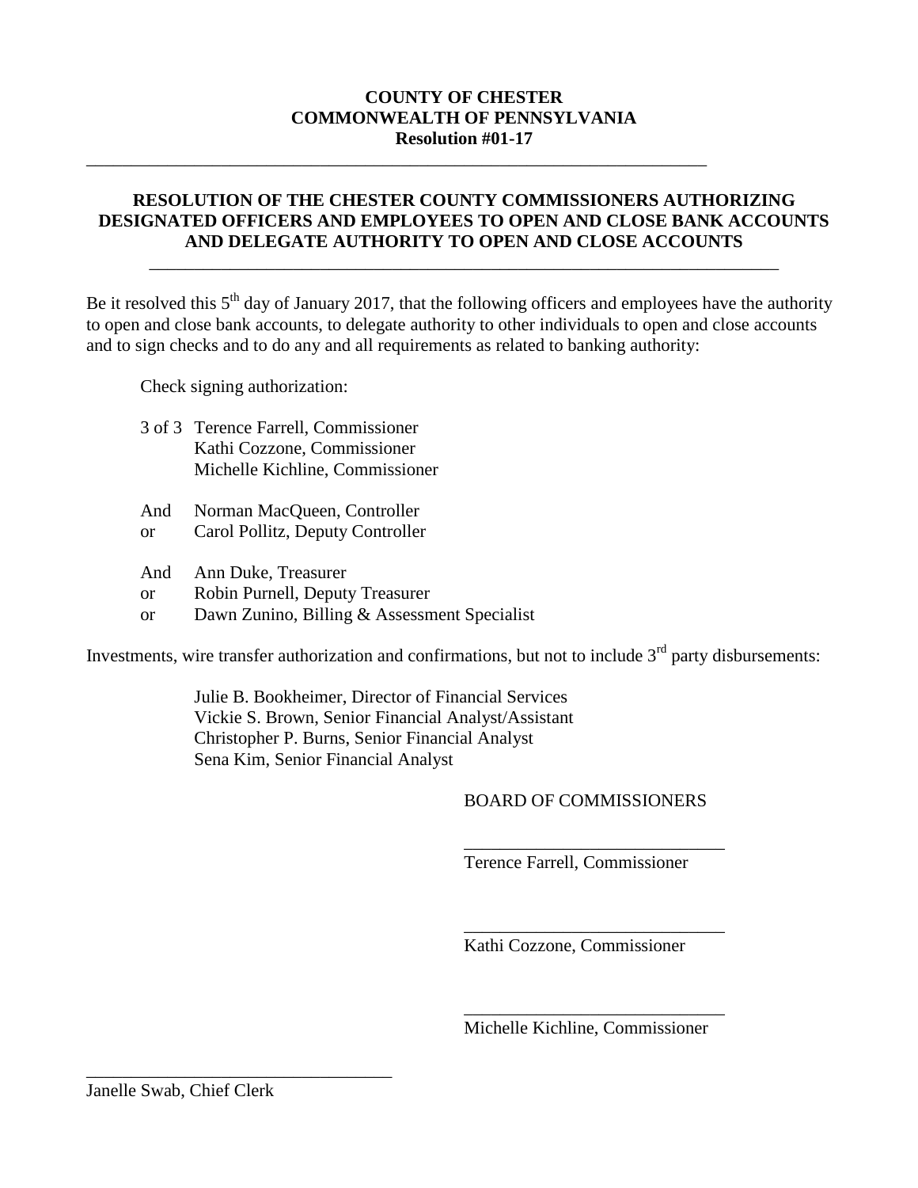**COUNTY OF CHESTER**
**COMMONWEALTH OF PENNSYLVANIA**
**Resolution #01-17**

---

## RESOLUTION OF THE CHESTER COUNTY COMMISSIONERS AUTHORIZING DESIGNATED OFFICERS AND EMPLOYEES TO OPEN AND CLOSE BANK ACCOUNTS AND DELEGATE AUTHORITY TO OPEN AND CLOSE ACCOUNTS

---

Be it resolved this 5th day of January 2017, that the following officers and employees have the authority to open and close bank accounts, to delegate authority to other individuals to open and close accounts and to sign checks and to do any and all requirements as related to banking authority:

Check signing authorization:

3 of 3 Terence Farrell, Commissioner
Kathi Cozzone, Commissioner
Michelle Kichline, Commissioner

And Norman MacQueen, Controller
or Carol Pollitz, Deputy Controller

And Ann Duke, Treasurer
or Robin Purnell, Deputy Treasurer
or Dawn Zunino, Billing & Assessment Specialist

Investments, wire transfer authorization and confirmations, but not to include 3rd party disbursements:

Julie B. Bookheimer, Director of Financial Services
Vickie S. Brown, Senior Financial Analyst/Assistant
Christopher P. Burns, Senior Financial Analyst
Sena Kim, Senior Financial Analyst

BOARD OF COMMISSIONERS

\_\_\_\_\_\_\_\_\_\_\_\_\_\_\_\_\_\_\_\_\_\_\_\_\_\_\_\_\_\_
Terence Farrell, Commissioner

\_\_\_\_\_\_\_\_\_\_\_\_\_\_\_\_\_\_\_\_\_\_\_\_\_\_\_\_\_\_
Kathi Cozzone, Commissioner

\_\_\_\_\_\_\_\_\_\_\_\_\_\_\_\_\_\_\_\_\_\_\_\_\_\_\_\_\_\_
Michelle Kichline, Commissioner

\_\_\_\_\_\_\_\_\_\_\_\_\_\_\_\_\_\_\_\_\_\_\_\_\_\_\_\_\_\_
Janelle Swab, Chief Clerk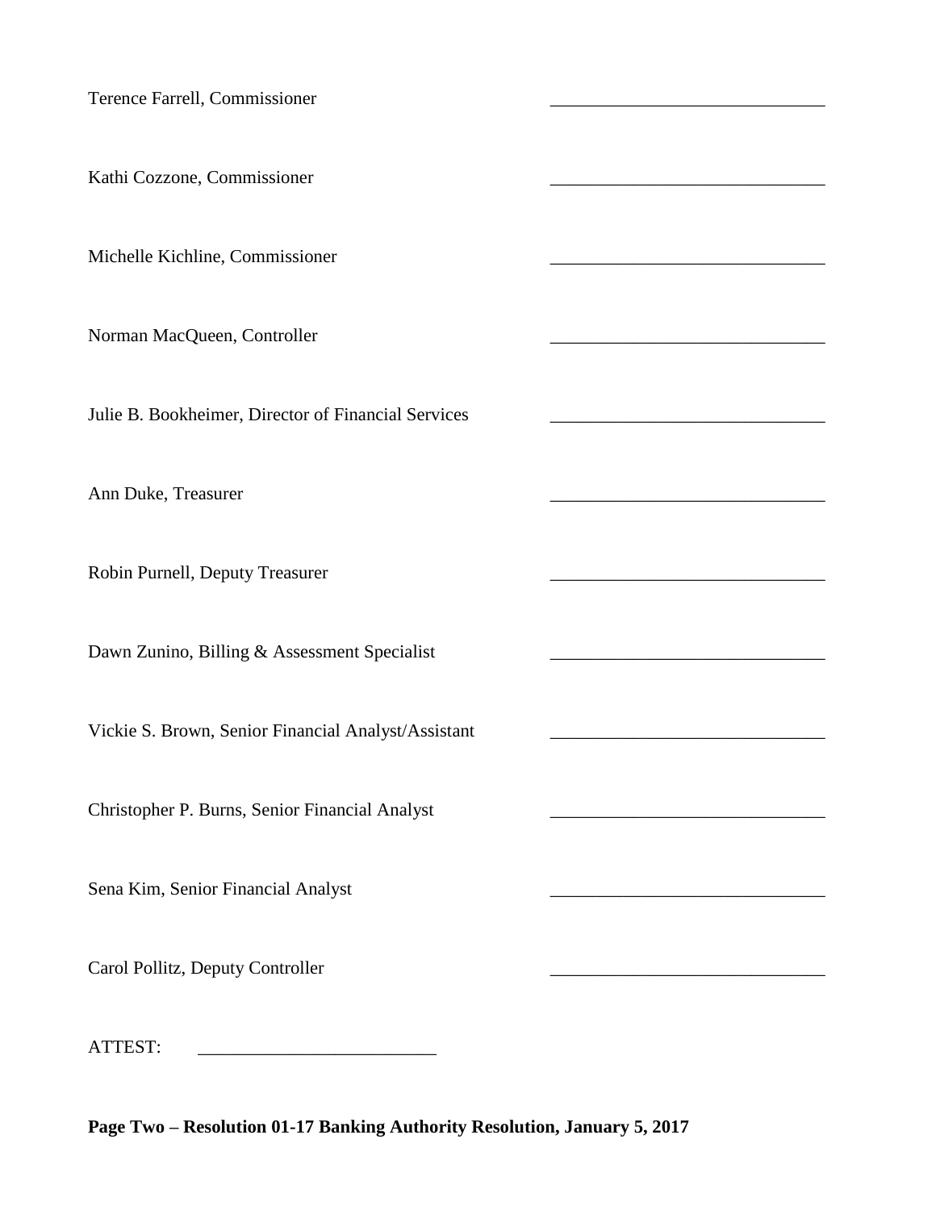Terence Farrell, Commissioner ______________________________

Kathi Cozzone, Commissioner ______________________________

Michelle Kichline, Commissioner ______________________________

Norman MacQueen, Controller ______________________________

Julie B. Bookheimer, Director of Financial Services ______________________________

Ann Duke, Treasurer ______________________________

Robin Purnell, Deputy Treasurer ______________________________

Dawn Zunino, Billing & Assessment Specialist ______________________________

Vickie S. Brown, Senior Financial Analyst/Assistant ______________________________

Christopher P. Burns, Senior Financial Analyst ______________________________

Sena Kim, Senior Financial Analyst ______________________________

Carol Pollitz, Deputy Controller ______________________________

ATTEST: __________________________

**Page Two – Resolution 01-17 Banking Authority Resolution, January 5, 2017**